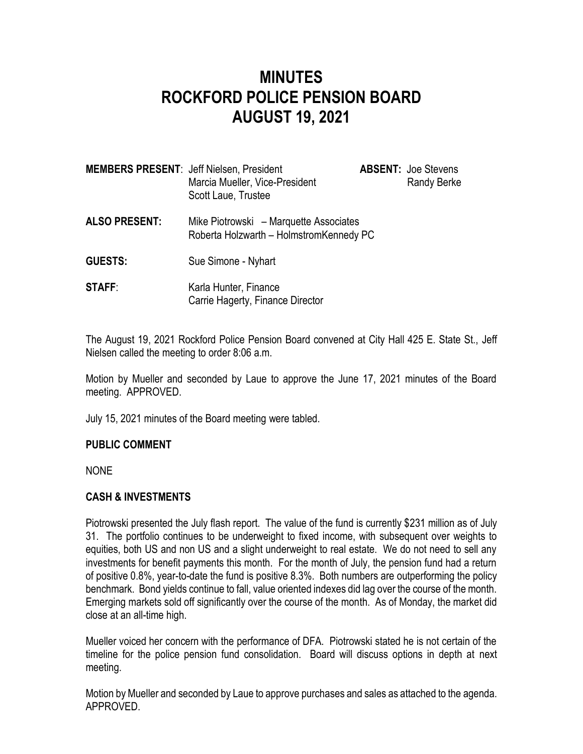# MINUTES
# ROCKFORD POLICE PENSION BOARD
# AUGUST 19, 2021

**MEMBERS PRESENT**: Jeff Nielsen, President
Marcia Mueller, Vice-President
Scott Laue, Trustee

**ABSENT:** Joe Stevens
Randy Berke

**ALSO PRESENT:** Mike Piotrowski – Marquette Associates
Roberta Holzwarth – HolmstromKennedy PC

**GUESTS:** Sue Simone - Nyhart

**STAFF**: Karla Hunter, Finance
Carrie Hagerty, Finance Director

The August 19, 2021 Rockford Police Pension Board convened at City Hall 425 E. State St., Jeff Nielsen called the meeting to order 8:06 a.m.

Motion by Mueller and seconded by Laue to approve the June 17, 2021 minutes of the Board meeting. APPROVED.

July 15, 2021 minutes of the Board meeting were tabled.

## PUBLIC COMMENT

NONE

## CASH & INVESTMENTS

Piotrowski presented the July flash report. The value of the fund is currently $231 million as of July 31. The portfolio continues to be underweight to fixed income, with subsequent over weights to equities, both US and non US and a slight underweight to real estate. We do not need to sell any investments for benefit payments this month. For the month of July, the pension fund had a return of positive 0.8%, year-to-date the fund is positive 8.3%. Both numbers are outperforming the policy benchmark. Bond yields continue to fall, value oriented indexes did lag over the course of the month. Emerging markets sold off significantly over the course of the month. As of Monday, the market did close at an all-time high.

Mueller voiced her concern with the performance of DFA. Piotrowski stated he is not certain of the timeline for the police pension fund consolidation. Board will discuss options in depth at next meeting.

Motion by Mueller and seconded by Laue to approve purchases and sales as attached to the agenda. APPROVED.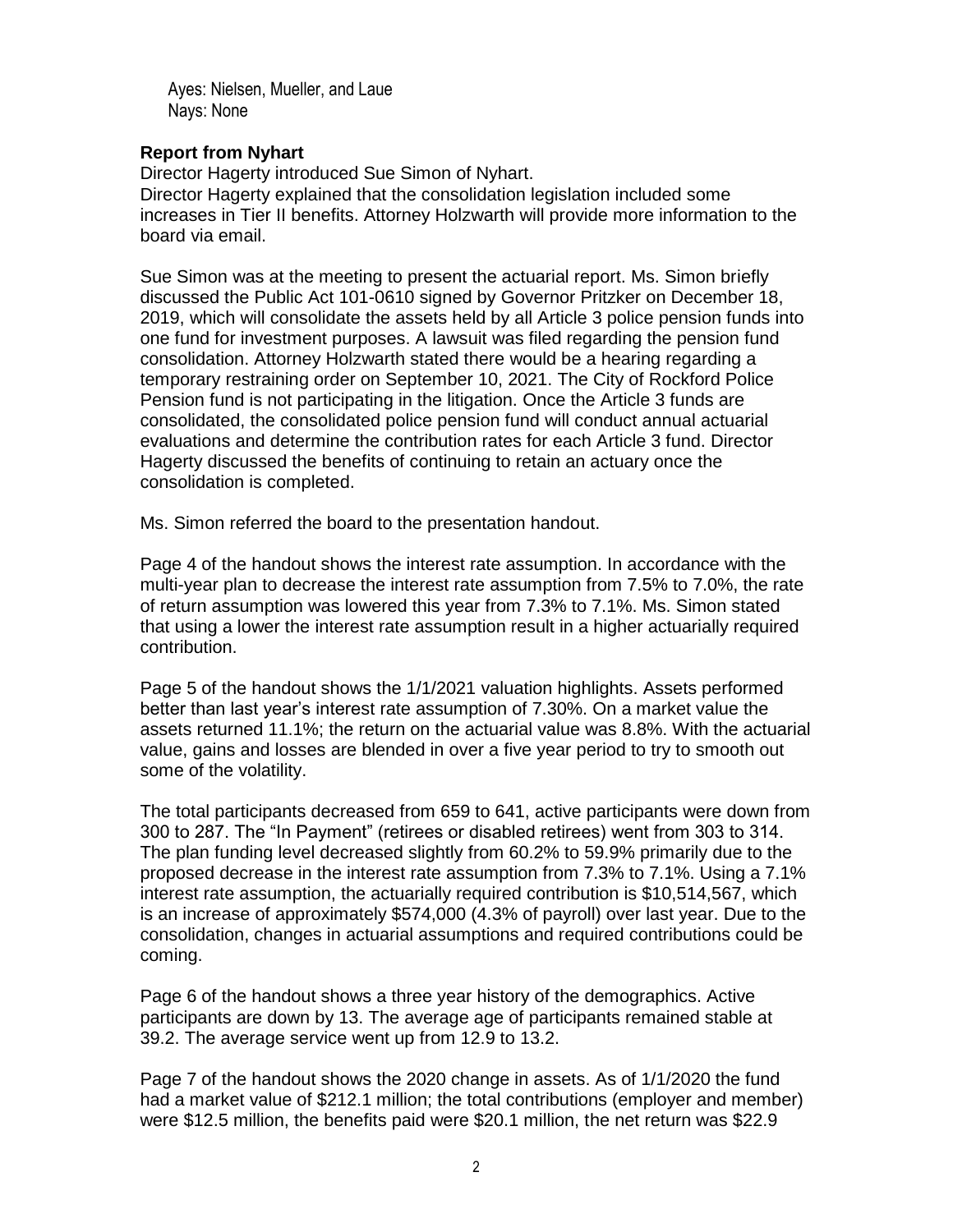Ayes: Nielsen, Mueller, and Laue
Nays: None

**Report from Nyhart**

Director Hagerty introduced Sue Simon of Nyhart.
Director Hagerty explained that the consolidation legislation included some increases in Tier II benefits. Attorney Holzwarth will provide more information to the board via email.

Sue Simon was at the meeting to present the actuarial report. Ms. Simon briefly discussed the Public Act 101-0610 signed by Governor Pritzker on December 18, 2019, which will consolidate the assets held by all Article 3 police pension funds into one fund for investment purposes. A lawsuit was filed regarding the pension fund consolidation. Attorney Holzwarth stated there would be a hearing regarding a temporary restraining order on September 10, 2021. The City of Rockford Police Pension fund is not participating in the litigation. Once the Article 3 funds are consolidated, the consolidated police pension fund will conduct annual actuarial evaluations and determine the contribution rates for each Article 3 fund. Director Hagerty discussed the benefits of continuing to retain an actuary once the consolidation is completed.

Ms. Simon referred the board to the presentation handout.

Page 4 of the handout shows the interest rate assumption. In accordance with the multi-year plan to decrease the interest rate assumption from 7.5% to 7.0%, the rate of return assumption was lowered this year from 7.3% to 7.1%. Ms. Simon stated that using a lower the interest rate assumption result in a higher actuarially required contribution.

Page 5 of the handout shows the 1/1/2021 valuation highlights. Assets performed better than last year's interest rate assumption of 7.30%. On a market value the assets returned 11.1%; the return on the actuarial value was 8.8%. With the actuarial value, gains and losses are blended in over a five year period to try to smooth out some of the volatility.

The total participants decreased from 659 to 641, active participants were down from 300 to 287. The "In Payment" (retirees or disabled retirees) went from 303 to 314. The plan funding level decreased slightly from 60.2% to 59.9% primarily due to the proposed decrease in the interest rate assumption from 7.3% to 7.1%. Using a 7.1% interest rate assumption, the actuarially required contribution is $10,514,567, which is an increase of approximately $574,000 (4.3% of payroll) over last year. Due to the consolidation, changes in actuarial assumptions and required contributions could be coming.

Page 6 of the handout shows a three year history of the demographics. Active participants are down by 13. The average age of participants remained stable at 39.2. The average service went up from 12.9 to 13.2.

Page 7 of the handout shows the 2020 change in assets. As of 1/1/2020 the fund had a market value of $212.1 million; the total contributions (employer and member) were $12.5 million, the benefits paid were $20.1 million, the net return was $22.9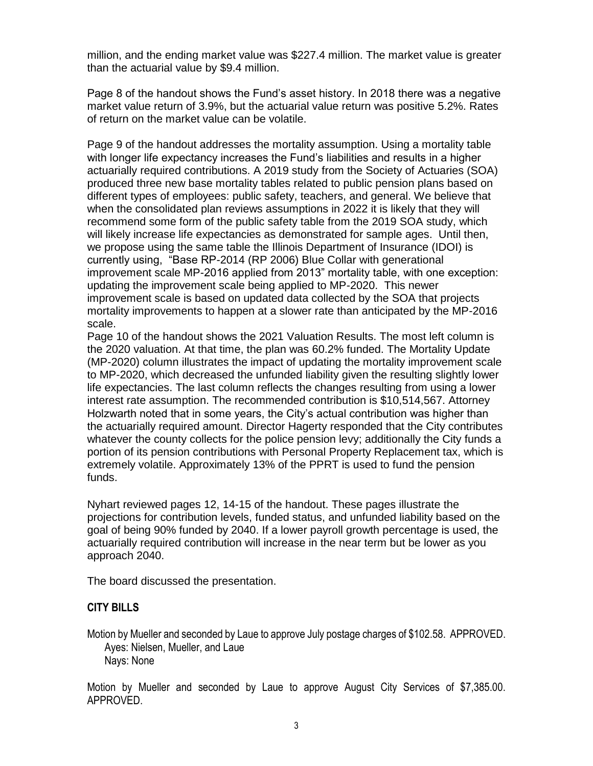million, and the ending market value was $227.4 million. The market value is greater than the actuarial value by $9.4 million.

Page 8 of the handout shows the Fund's asset history. In 2018 there was a negative market value return of 3.9%, but the actuarial value return was positive 5.2%. Rates of return on the market value can be volatile.

Page 9 of the handout addresses the mortality assumption. Using a mortality table with longer life expectancy increases the Fund's liabilities and results in a higher actuarially required contributions. A 2019 study from the Society of Actuaries (SOA) produced three new base mortality tables related to public pension plans based on different types of employees: public safety, teachers, and general. We believe that when the consolidated plan reviews assumptions in 2022 it is likely that they will recommend some form of the public safety table from the 2019 SOA study, which will likely increase life expectancies as demonstrated for sample ages. Until then, we propose using the same table the Illinois Department of Insurance (IDOI) is currently using, "Base RP-2014 (RP 2006) Blue Collar with generational improvement scale MP-2016 applied from 2013" mortality table, with one exception: updating the improvement scale being applied to MP-2020. This newer improvement scale is based on updated data collected by the SOA that projects mortality improvements to happen at a slower rate than anticipated by the MP-2016 scale.

Page 10 of the handout shows the 2021 Valuation Results. The most left column is the 2020 valuation. At that time, the plan was 60.2% funded. The Mortality Update (MP-2020) column illustrates the impact of updating the mortality improvement scale to MP-2020, which decreased the unfunded liability given the resulting slightly lower life expectancies. The last column reflects the changes resulting from using a lower interest rate assumption. The recommended contribution is $10,514,567. Attorney Holzwarth noted that in some years, the City's actual contribution was higher than the actuarially required amount. Director Hagerty responded that the City contributes whatever the county collects for the police pension levy; additionally the City funds a portion of its pension contributions with Personal Property Replacement tax, which is extremely volatile. Approximately 13% of the PPRT is used to fund the pension funds.

Nyhart reviewed pages 12, 14-15 of the handout. These pages illustrate the projections for contribution levels, funded status, and unfunded liability based on the goal of being 90% funded by 2040. If a lower payroll growth percentage is used, the actuarially required contribution will increase in the near term but be lower as you approach 2040.

The board discussed the presentation.

## CITY BILLS

Motion by Mueller and seconded by Laue to approve July postage charges of $102.58. APPROVED.
Ayes: Nielsen, Mueller, and Laue
Nays: None

Motion by Mueller and seconded by Laue to approve August City Services of $7,385.00. APPROVED.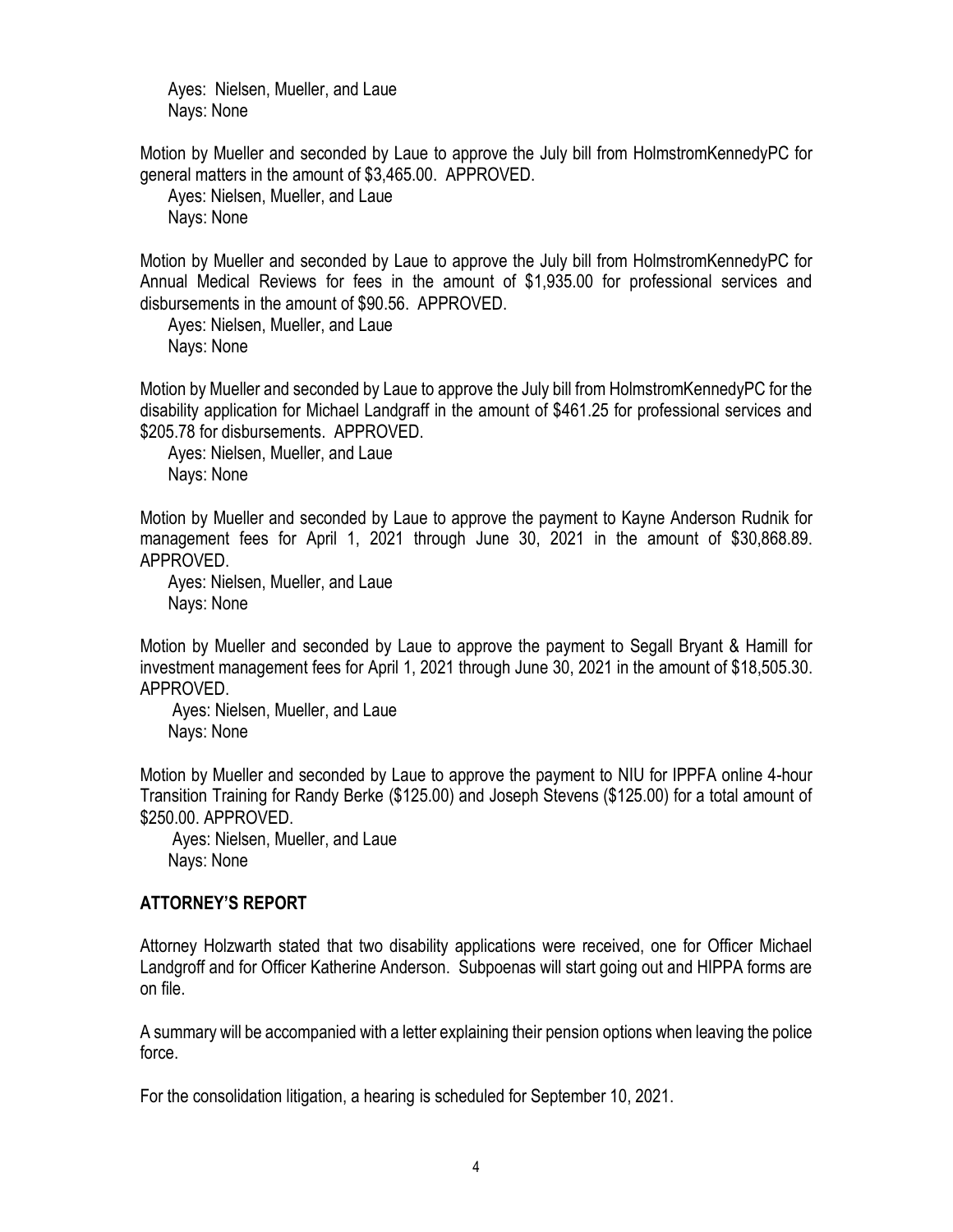Ayes: Nielsen, Mueller, and Laue
Nays: None

Motion by Mueller and seconded by Laue to approve the July bill from HolmstromKennedyPC for general matters in the amount of $3,465.00. APPROVED.

Ayes: Nielsen, Mueller, and Laue
Nays: None

Motion by Mueller and seconded by Laue to approve the July bill from HolmstromKennedyPC for Annual Medical Reviews for fees in the amount of $1,935.00 for professional services and disbursements in the amount of $90.56. APPROVED.

Ayes: Nielsen, Mueller, and Laue
Nays: None

Motion by Mueller and seconded by Laue to approve the July bill from HolmstromKennedyPC for the disability application for Michael Landgraff in the amount of $461.25 for professional services and $205.78 for disbursements. APPROVED.

Ayes: Nielsen, Mueller, and Laue
Nays: None

Motion by Mueller and seconded by Laue to approve the payment to Kayne Anderson Rudnik for management fees for April 1, 2021 through June 30, 2021 in the amount of $30,868.89. APPROVED.

Ayes: Nielsen, Mueller, and Laue
Nays: None

Motion by Mueller and seconded by Laue to approve the payment to Segall Bryant & Hamill for investment management fees for April 1, 2021 through June 30, 2021 in the amount of $18,505.30. APPROVED.

Ayes: Nielsen, Mueller, and Laue
Nays: None

Motion by Mueller and seconded by Laue to approve the payment to NIU for IPPFA online 4-hour Transition Training for Randy Berke ($125.00) and Joseph Stevens ($125.00) for a total amount of $250.00. APPROVED.

Ayes: Nielsen, Mueller, and Laue
Nays: None

## ATTORNEY'S REPORT

Attorney Holzwarth stated that two disability applications were received, one for Officer Michael Landgroff and for Officer Katherine Anderson. Subpoenas will start going out and HIPPA forms are on file.

A summary will be accompanied with a letter explaining their pension options when leaving the police force.

For the consolidation litigation, a hearing is scheduled for September 10, 2021.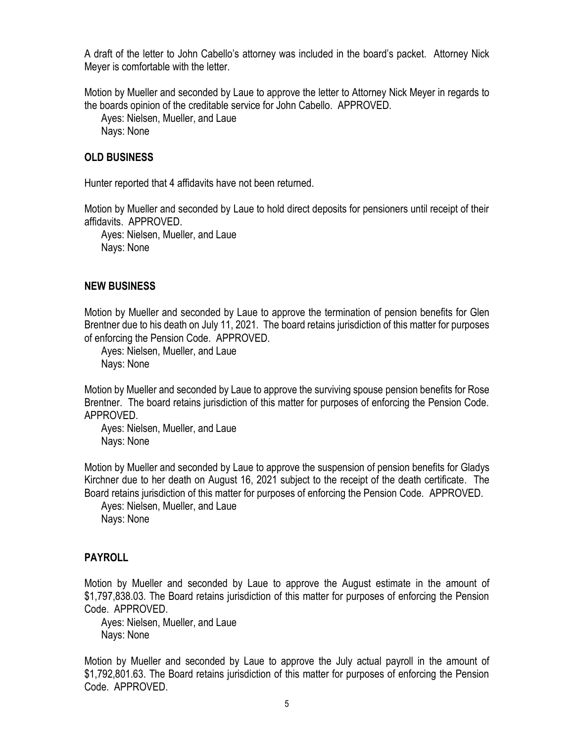A draft of the letter to John Cabello's attorney was included in the board's packet. Attorney Nick Meyer is comfortable with the letter.

Motion by Mueller and seconded by Laue to approve the letter to Attorney Nick Meyer in regards to the boards opinion of the creditable service for John Cabello. APPROVED.

Ayes: Nielsen, Mueller, and Laue
Nays: None

## OLD BUSINESS

Hunter reported that 4 affidavits have not been returned.

Motion by Mueller and seconded by Laue to hold direct deposits for pensioners until receipt of their affidavits. APPROVED.

Ayes: Nielsen, Mueller, and Laue
Nays: None

## NEW BUSINESS

Motion by Mueller and seconded by Laue to approve the termination of pension benefits for Glen Brentner due to his death on July 11, 2021. The board retains jurisdiction of this matter for purposes of enforcing the Pension Code. APPROVED.

Ayes: Nielsen, Mueller, and Laue
Nays: None

Motion by Mueller and seconded by Laue to approve the surviving spouse pension benefits for Rose Brentner. The board retains jurisdiction of this matter for purposes of enforcing the Pension Code. APPROVED.

Ayes: Nielsen, Mueller, and Laue
Nays: None

Motion by Mueller and seconded by Laue to approve the suspension of pension benefits for Gladys Kirchner due to her death on August 16, 2021 subject to the receipt of the death certificate. The Board retains jurisdiction of this matter for purposes of enforcing the Pension Code. APPROVED.

Ayes: Nielsen, Mueller, and Laue
Nays: None

## PAYROLL

Motion by Mueller and seconded by Laue to approve the August estimate in the amount of $1,797,838.03. The Board retains jurisdiction of this matter for purposes of enforcing the Pension Code. APPROVED.

Ayes: Nielsen, Mueller, and Laue
Nays: None

Motion by Mueller and seconded by Laue to approve the July actual payroll in the amount of $1,792,801.63. The Board retains jurisdiction of this matter for purposes of enforcing the Pension Code. APPROVED.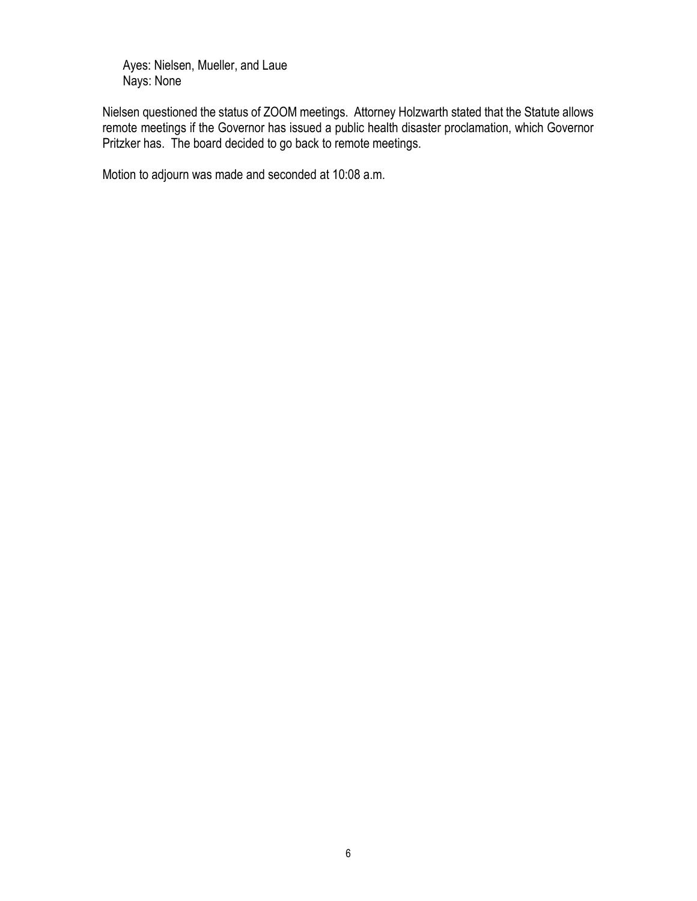Ayes: Nielsen, Mueller, and Laue
Nays: None

Nielsen questioned the status of ZOOM meetings. Attorney Holzwarth stated that the Statute allows remote meetings if the Governor has issued a public health disaster proclamation, which Governor Pritzker has. The board decided to go back to remote meetings.

Motion to adjourn was made and seconded at 10:08 a.m.